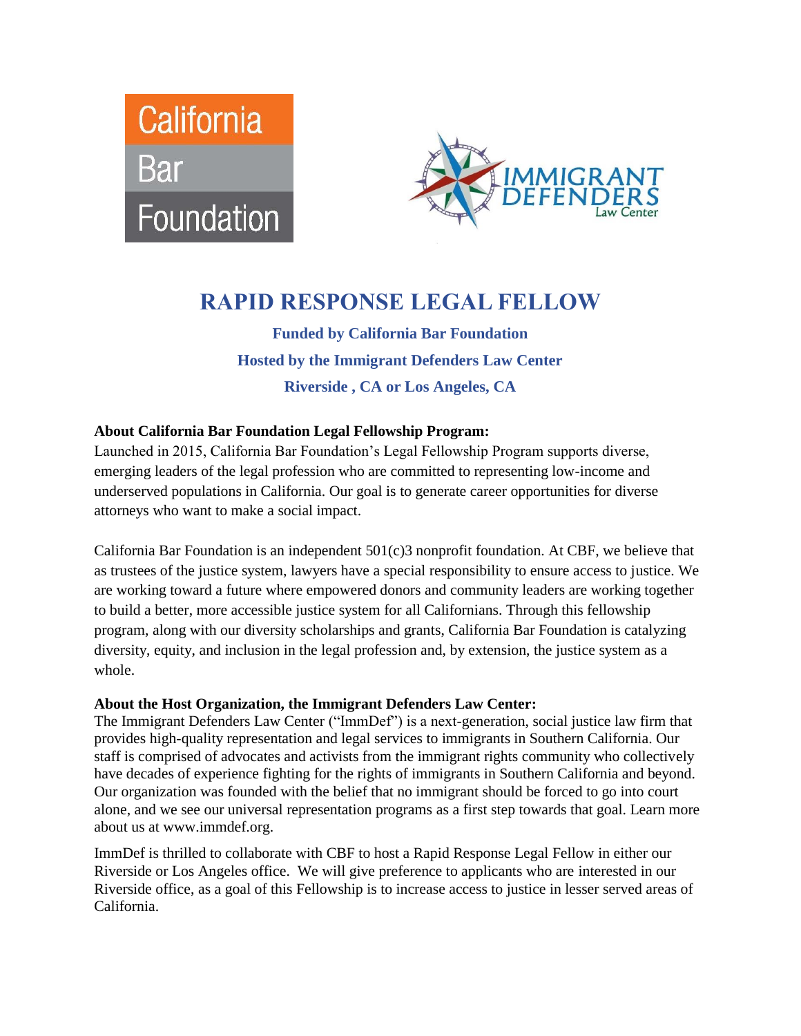California Bar Foundation

IMMIGRANT DEFENDERS Law Center

# RAPID RESPONSE LEGAL FELLOW

**Funded by California Bar Foundation**

**Hosted by the Immigrant Defenders Law Center**

**Riverside , CA or Los Angeles, CA**

**About California Bar Foundation Legal Fellowship Program:**

Launched in 2015, California Bar Foundation's Legal Fellowship Program supports diverse, emerging leaders of the legal profession who are committed to representing low-income and underserved populations in California. Our goal is to generate career opportunities for diverse attorneys who want to make a social impact.

California Bar Foundation is an independent 501(c)3 nonprofit foundation. At CBF, we believe that as trustees of the justice system, lawyers have a special responsibility to ensure access to justice. We are working toward a future where empowered donors and community leaders are working together to build a better, more accessible justice system for all Californians. Through this fellowship program, along with our diversity scholarships and grants, California Bar Foundation is catalyzing diversity, equity, and inclusion in the legal profession and, by extension, the justice system as a whole.

**About the Host Organization, the Immigrant Defenders Law Center:**

The Immigrant Defenders Law Center ("ImmDef") is a next-generation, social justice law firm that provides high-quality representation and legal services to immigrants in Southern California. Our staff is comprised of advocates and activists from the immigrant rights community who collectively have decades of experience fighting for the rights of immigrants in Southern California and beyond. Our organization was founded with the belief that no immigrant should be forced to go into court alone, and we see our universal representation programs as a first step towards that goal. Learn more about us at www.immdef.org.

ImmDef is thrilled to collaborate with CBF to host a Rapid Response Legal Fellow in either our Riverside or Los Angeles office. We will give preference to applicants who are interested in our Riverside office, as a goal of this Fellowship is to increase access to justice in lesser served areas of California.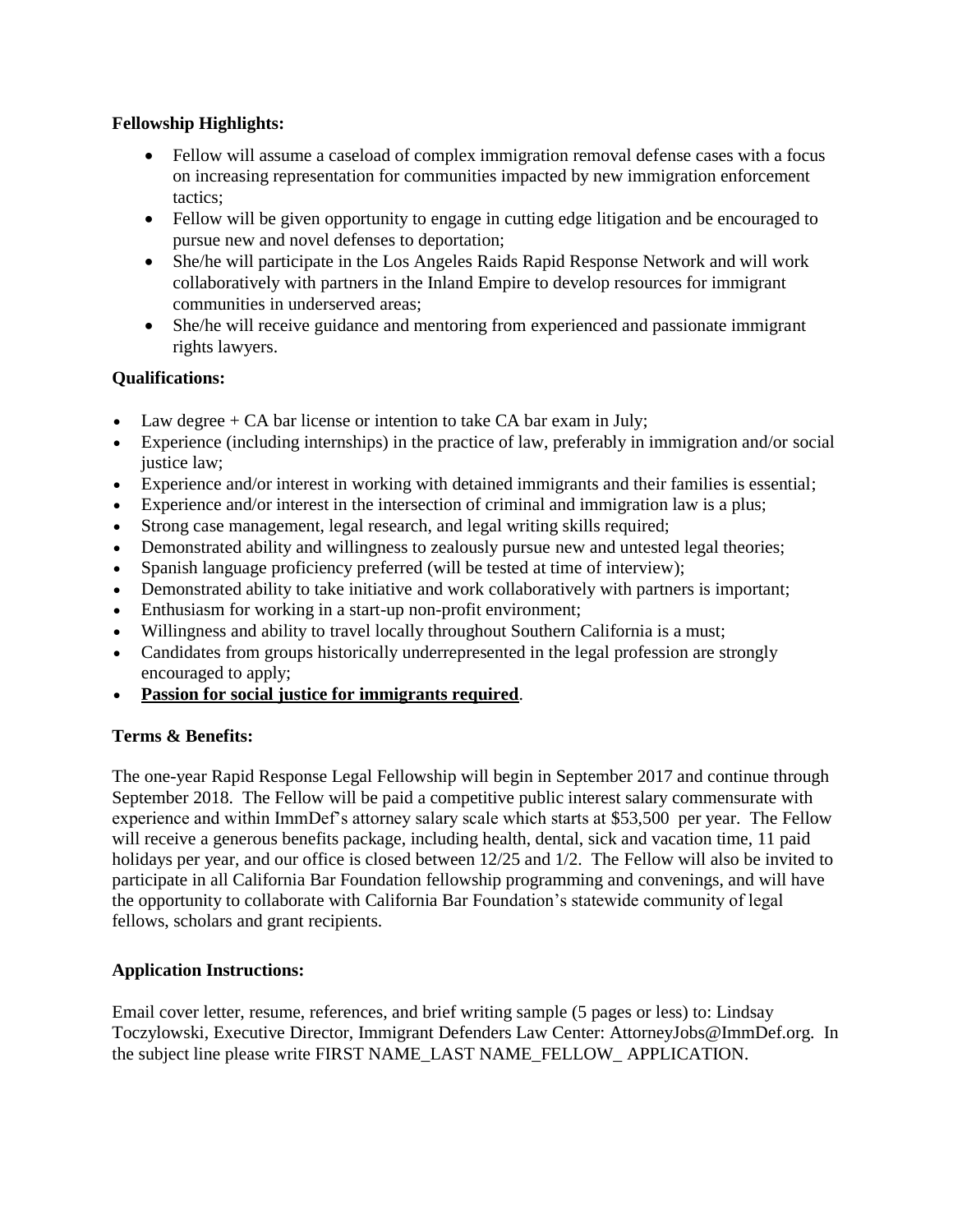**Fellowship Highlights:**

- Fellow will assume a caseload of complex immigration removal defense cases with a focus on increasing representation for communities impacted by new immigration enforcement tactics;
- Fellow will be given opportunity to engage in cutting edge litigation and be encouraged to pursue new and novel defenses to deportation;
- She/he will participate in the Los Angeles Raids Rapid Response Network and will work collaboratively with partners in the Inland Empire to develop resources for immigrant communities in underserved areas;
- She/he will receive guidance and mentoring from experienced and passionate immigrant rights lawyers.

**Qualifications:**

- Law degree + CA bar license or intention to take CA bar exam in July;
- Experience (including internships) in the practice of law, preferably in immigration and/or social justice law;
- Experience and/or interest in working with detained immigrants and their families is essential;
- Experience and/or interest in the intersection of criminal and immigration law is a plus;
- Strong case management, legal research, and legal writing skills required;
- Demonstrated ability and willingness to zealously pursue new and untested legal theories;
- Spanish language proficiency preferred (will be tested at time of interview);
- Demonstrated ability to take initiative and work collaboratively with partners is important;
- Enthusiasm for working in a start-up non-profit environment;
- Willingness and ability to travel locally throughout Southern California is a must;
- Candidates from groups historically underrepresented in the legal profession are strongly encouraged to apply;
- <u>**Passion for social justice for immigrants required**</u>.

**Terms & Benefits:**

The one-year Rapid Response Legal Fellowship will begin in September 2017 and continue through September 2018. The Fellow will be paid a competitive public interest salary commensurate with experience and within ImmDef's attorney salary scale which starts at $53,500 per year. The Fellow will receive a generous benefits package, including health, dental, sick and vacation time, 11 paid holidays per year, and our office is closed between 12/25 and 1/2. The Fellow will also be invited to participate in all California Bar Foundation fellowship programming and convenings, and will have the opportunity to collaborate with California Bar Foundation's statewide community of legal fellows, scholars and grant recipients.

**Application Instructions:**

Email cover letter, resume, references, and brief writing sample (5 pages or less) to: Lindsay Toczylowski, Executive Director, Immigrant Defenders Law Center: AttorneyJobs@ImmDef.org. In the subject line please write FIRST NAME_LAST NAME_FELLOW_ APPLICATION.